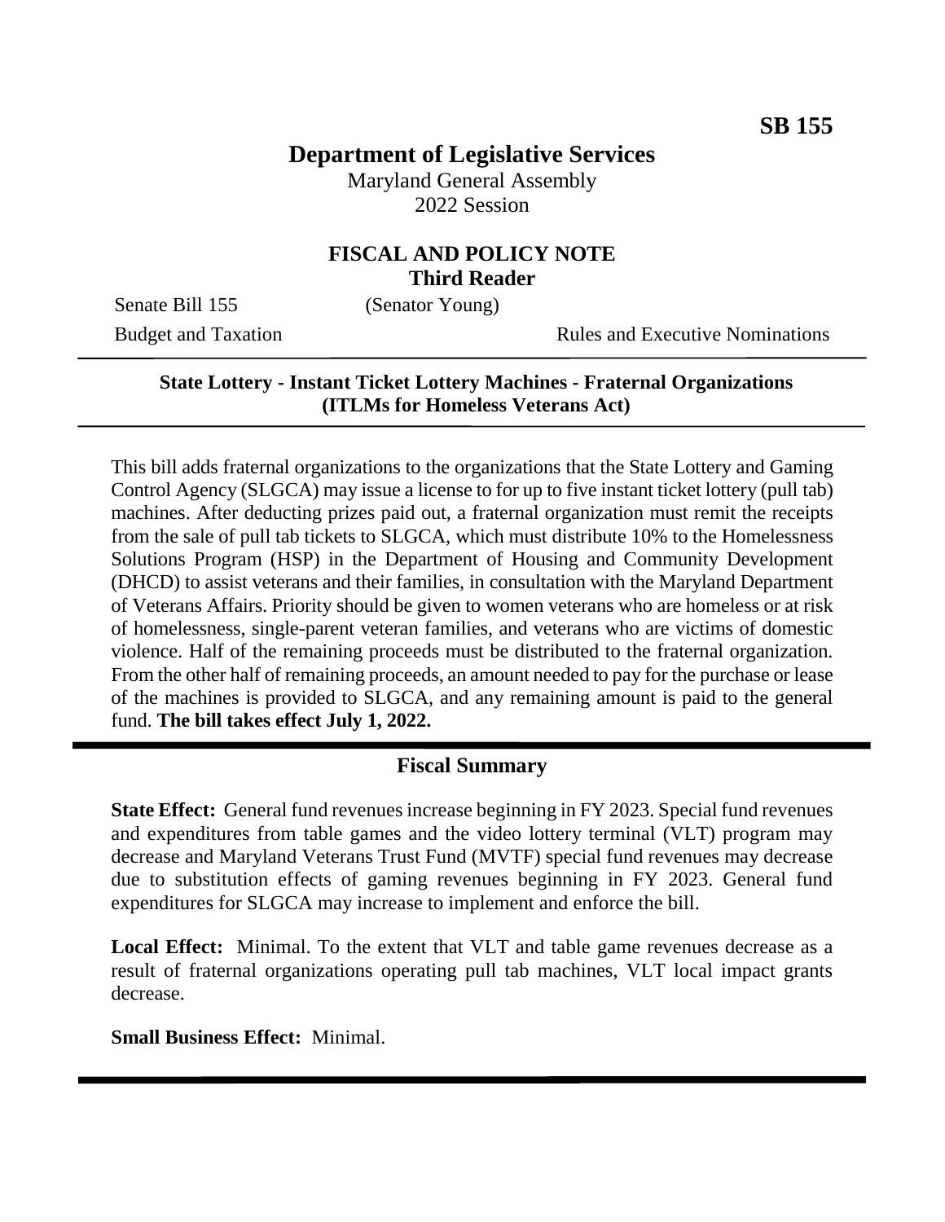**SB 155**

# Department of Legislative Services

Maryland General Assembly
2022 Session

## FISCAL AND POLICY NOTE
**Third Reader**

Senate Bill 155 (Senator Young)

Budget and Taxation Rules and Executive Nominations

---

**State Lottery - Instant Ticket Lottery Machines - Fraternal Organizations (ITLMs for Homeless Veterans Act)**

---

This bill adds fraternal organizations to the organizations that the State Lottery and Gaming Control Agency (SLGCA) may issue a license to for up to five instant ticket lottery (pull tab) machines. After deducting prizes paid out, a fraternal organization must remit the receipts from the sale of pull tab tickets to SLGCA, which must distribute 10% to the Homelessness Solutions Program (HSP) in the Department of Housing and Community Development (DHCD) to assist veterans and their families, in consultation with the Maryland Department of Veterans Affairs. Priority should be given to women veterans who are homeless or at risk of homelessness, single-parent veteran families, and veterans who are victims of domestic violence. Half of the remaining proceeds must be distributed to the fraternal organization. From the other half of remaining proceeds, an amount needed to pay for the purchase or lease of the machines is provided to SLGCA, and any remaining amount is paid to the general fund. **The bill takes effect July 1, 2022.**

---

## Fiscal Summary

**State Effect:** General fund revenues increase beginning in FY 2023. Special fund revenues and expenditures from table games and the video lottery terminal (VLT) program may decrease and Maryland Veterans Trust Fund (MVTF) special fund revenues may decrease due to substitution effects of gaming revenues beginning in FY 2023. General fund expenditures for SLGCA may increase to implement and enforce the bill.

**Local Effect:** Minimal. To the extent that VLT and table game revenues decrease as a result of fraternal organizations operating pull tab machines, VLT local impact grants decrease.

**Small Business Effect:** Minimal.

---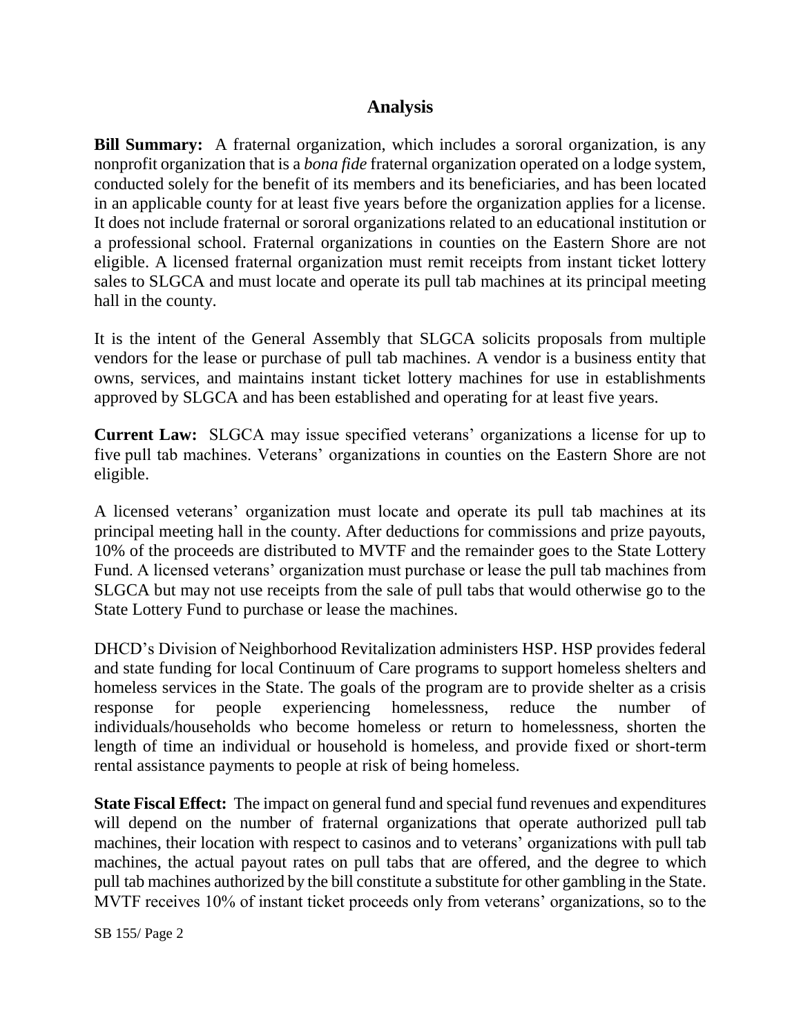# Analysis

**Bill Summary:** A fraternal organization, which includes a sororal organization, is any nonprofit organization that is a *bona fide* fraternal organization operated on a lodge system, conducted solely for the benefit of its members and its beneficiaries, and has been located in an applicable county for at least five years before the organization applies for a license. It does not include fraternal or sororal organizations related to an educational institution or a professional school. Fraternal organizations in counties on the Eastern Shore are not eligible. A licensed fraternal organization must remit receipts from instant ticket lottery sales to SLGCA and must locate and operate its pull tab machines at its principal meeting hall in the county.

It is the intent of the General Assembly that SLGCA solicits proposals from multiple vendors for the lease or purchase of pull tab machines. A vendor is a business entity that owns, services, and maintains instant ticket lottery machines for use in establishments approved by SLGCA and has been established and operating for at least five years.

**Current Law:** SLGCA may issue specified veterans' organizations a license for up to five pull tab machines. Veterans' organizations in counties on the Eastern Shore are not eligible.

A licensed veterans' organization must locate and operate its pull tab machines at its principal meeting hall in the county. After deductions for commissions and prize payouts, 10% of the proceeds are distributed to MVTF and the remainder goes to the State Lottery Fund. A licensed veterans' organization must purchase or lease the pull tab machines from SLGCA but may not use receipts from the sale of pull tabs that would otherwise go to the State Lottery Fund to purchase or lease the machines.

DHCD's Division of Neighborhood Revitalization administers HSP. HSP provides federal and state funding for local Continuum of Care programs to support homeless shelters and homeless services in the State. The goals of the program are to provide shelter as a crisis response for people experiencing homelessness, reduce the number of individuals/households who become homeless or return to homelessness, shorten the length of time an individual or household is homeless, and provide fixed or short-term rental assistance payments to people at risk of being homeless.

**State Fiscal Effect:** The impact on general fund and special fund revenues and expenditures will depend on the number of fraternal organizations that operate authorized pull tab machines, their location with respect to casinos and to veterans' organizations with pull tab machines, the actual payout rates on pull tabs that are offered, and the degree to which pull tab machines authorized by the bill constitute a substitute for other gambling in the State. MVTF receives 10% of instant ticket proceeds only from veterans' organizations, so to the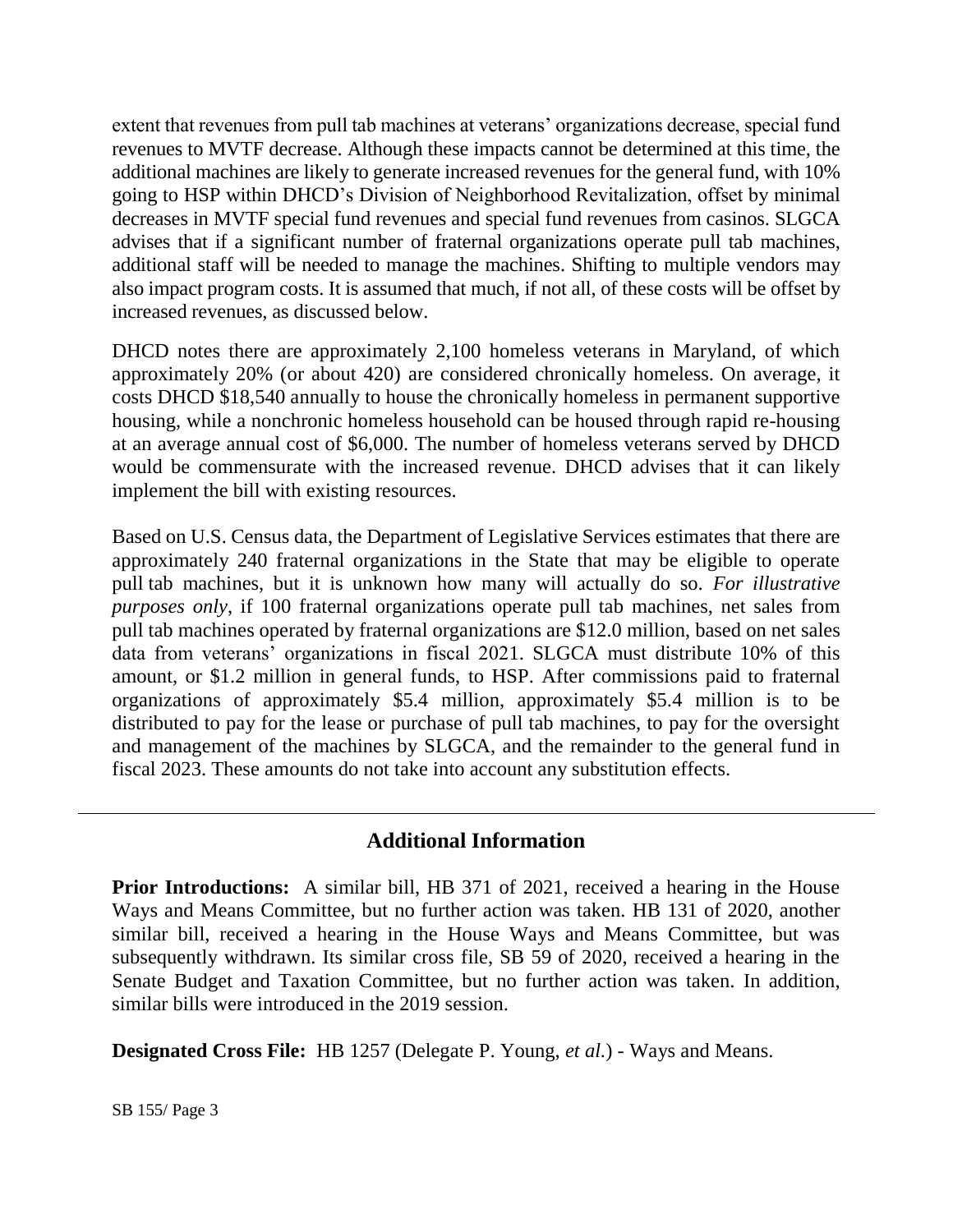extent that revenues from pull tab machines at veterans' organizations decrease, special fund revenues to MVTF decrease. Although these impacts cannot be determined at this time, the additional machines are likely to generate increased revenues for the general fund, with 10% going to HSP within DHCD's Division of Neighborhood Revitalization, offset by minimal decreases in MVTF special fund revenues and special fund revenues from casinos. SLGCA advises that if a significant number of fraternal organizations operate pull tab machines, additional staff will be needed to manage the machines. Shifting to multiple vendors may also impact program costs. It is assumed that much, if not all, of these costs will be offset by increased revenues, as discussed below.

DHCD notes there are approximately 2,100 homeless veterans in Maryland, of which approximately 20% (or about 420) are considered chronically homeless. On average, it costs DHCD $18,540 annually to house the chronically homeless in permanent supportive housing, while a nonchronic homeless household can be housed through rapid re-housing at an average annual cost of $6,000. The number of homeless veterans served by DHCD would be commensurate with the increased revenue. DHCD advises that it can likely implement the bill with existing resources.

Based on U.S. Census data, the Department of Legislative Services estimates that there are approximately 240 fraternal organizations in the State that may be eligible to operate pull tab machines, but it is unknown how many will actually do so. *For illustrative purposes only*, if 100 fraternal organizations operate pull tab machines, net sales from pull tab machines operated by fraternal organizations are $12.0 million, based on net sales data from veterans' organizations in fiscal 2021. SLGCA must distribute 10% of this amount, or $1.2 million in general funds, to HSP. After commissions paid to fraternal organizations of approximately $5.4 million, approximately $5.4 million is to be distributed to pay for the lease or purchase of pull tab machines, to pay for the oversight and management of the machines by SLGCA, and the remainder to the general fund in fiscal 2023. These amounts do not take into account any substitution effects.

---

## Additional Information

**Prior Introductions:** A similar bill, HB 371 of 2021, received a hearing in the House Ways and Means Committee, but no further action was taken. HB 131 of 2020, another similar bill, received a hearing in the House Ways and Means Committee, but was subsequently withdrawn. Its similar cross file, SB 59 of 2020, received a hearing in the Senate Budget and Taxation Committee, but no further action was taken. In addition, similar bills were introduced in the 2019 session.

**Designated Cross File:** HB 1257 (Delegate P. Young, *et al.*) - Ways and Means.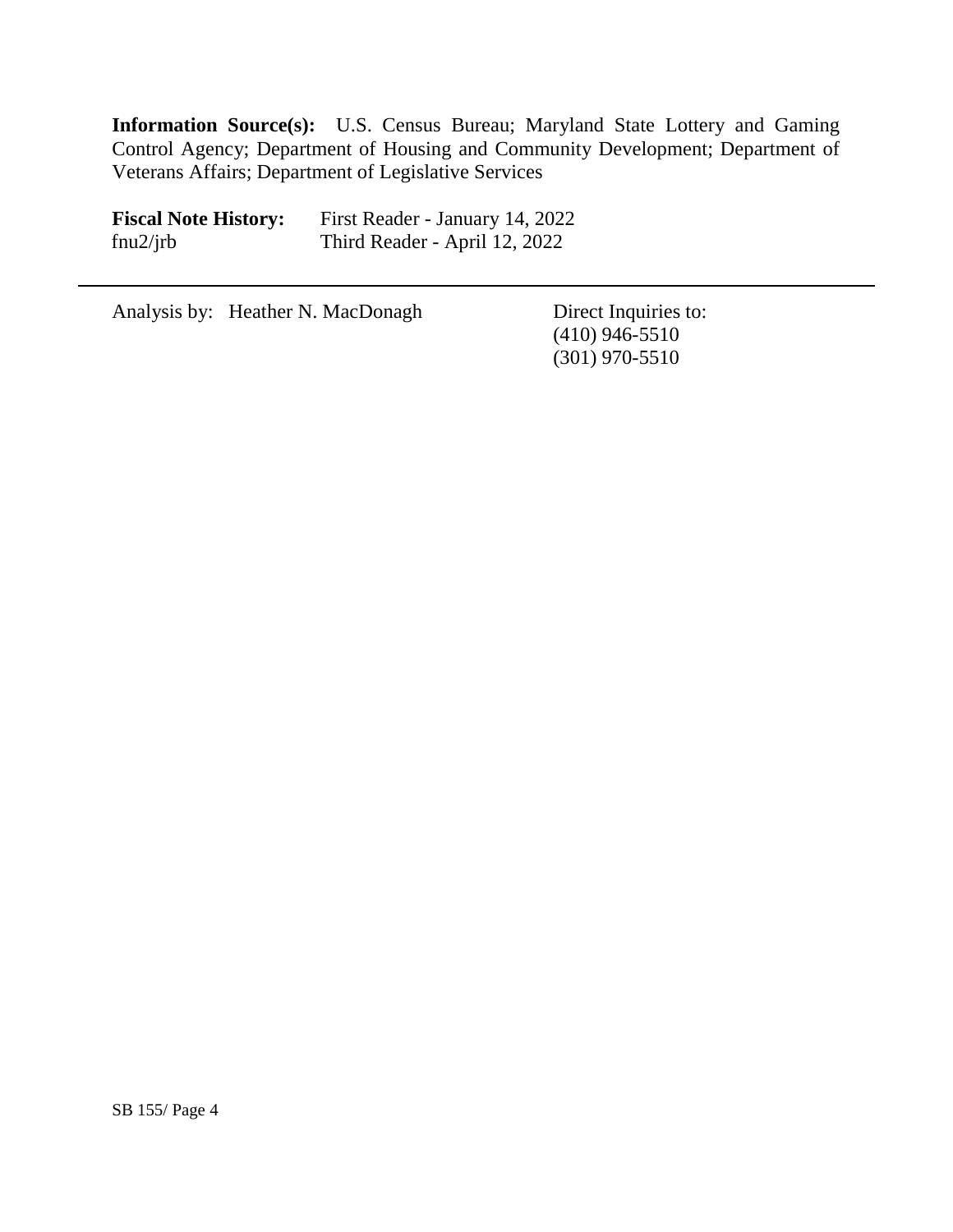**Information Source(s):** U.S. Census Bureau; Maryland State Lottery and Gaming Control Agency; Department of Housing and Community Development; Department of Veterans Affairs; Department of Legislative Services

| | |
|---|---|
| **Fiscal Note History:** | First Reader - January 14, 2022 |
| fnu2/jrb | Third Reader - April 12, 2022 |

---

Analysis by: Heather N. MacDonagh

Direct Inquiries to:
(410) 946-5510
(301) 970-5510